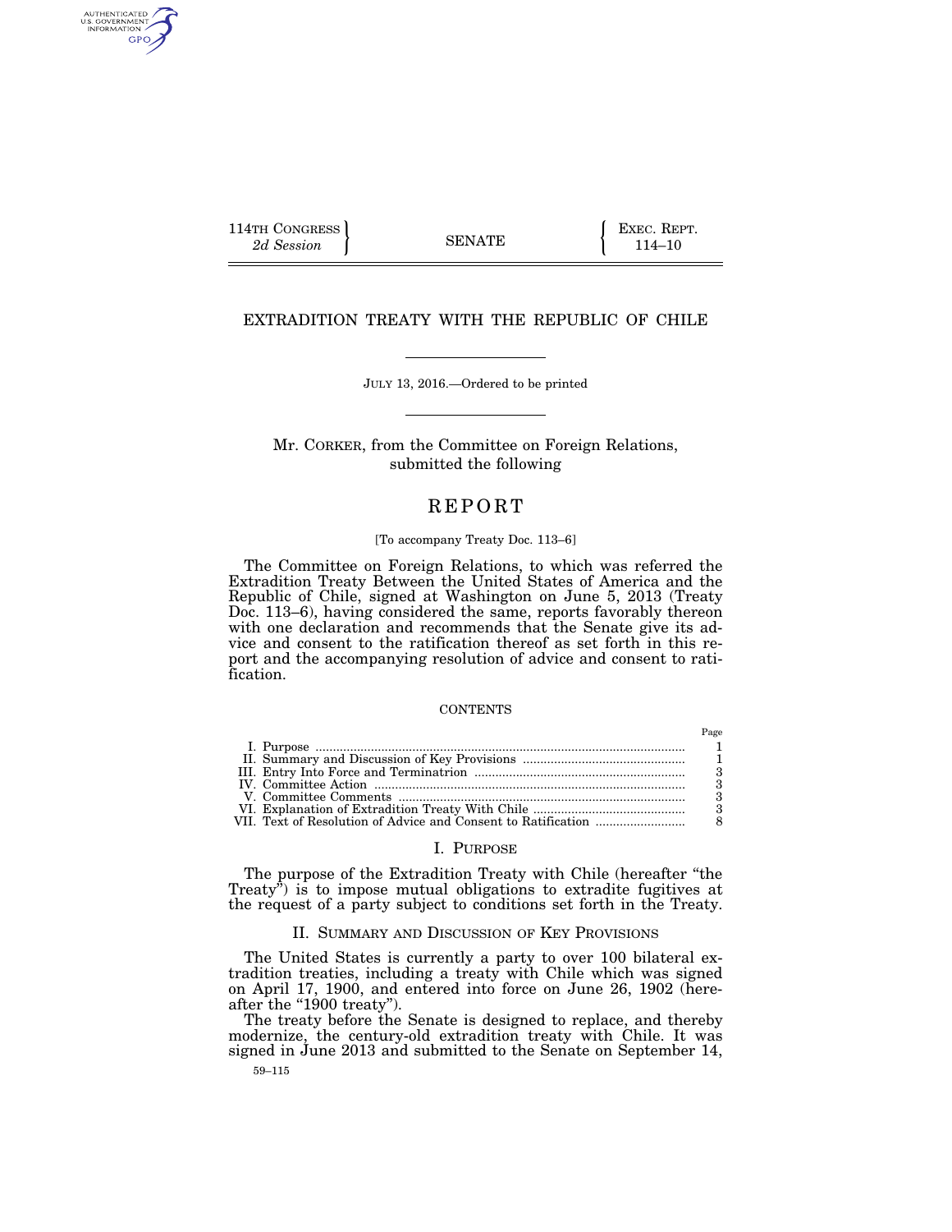114TH CONGRESS
*2d Session*

SENATE

EXEC. REPT.
114–10

# EXTRADITION TREATY WITH THE REPUBLIC OF CHILE

JULY 13, 2016.—Ordered to be printed

Mr. CORKER, from the Committee on Foreign Relations, submitted the following

# REPORT

[To accompany Treaty Doc. 113–6]

The Committee on Foreign Relations, to which was referred the Extradition Treaty Between the United States of America and the Republic of Chile, signed at Washington on June 5, 2013 (Treaty Doc. 113–6), having considered the same, reports favorably thereon with one declaration and recommends that the Senate give its advice and consent to the ratification thereof as set forth in this report and the accompanying resolution of advice and consent to ratification.

CONTENTS

| | Page |
|---|---|
| I. Purpose | 1 |
| II. Summary and Discussion of Key Provisions | 1 |
| III. Entry Into Force and Terminatrion | 3 |
| IV. Committee Action | 3 |
| V. Committee Comments | 3 |
| VI. Explanation of Extradition Treaty With Chile | 3 |
| VII. Text of Resolution of Advice and Consent to Ratification | 8 |

## I. PURPOSE

The purpose of the Extradition Treaty with Chile (hereafter "the Treaty") is to impose mutual obligations to extradite fugitives at the request of a party subject to conditions set forth in the Treaty.

## II. SUMMARY AND DISCUSSION OF KEY PROVISIONS

The United States is currently a party to over 100 bilateral extradition treaties, including a treaty with Chile which was signed on April 17, 1900, and entered into force on June 26, 1902 (hereafter the "1900 treaty").

The treaty before the Senate is designed to replace, and thereby modernize, the century-old extradition treaty with Chile. It was signed in June 2013 and submitted to the Senate on September 14,

59–115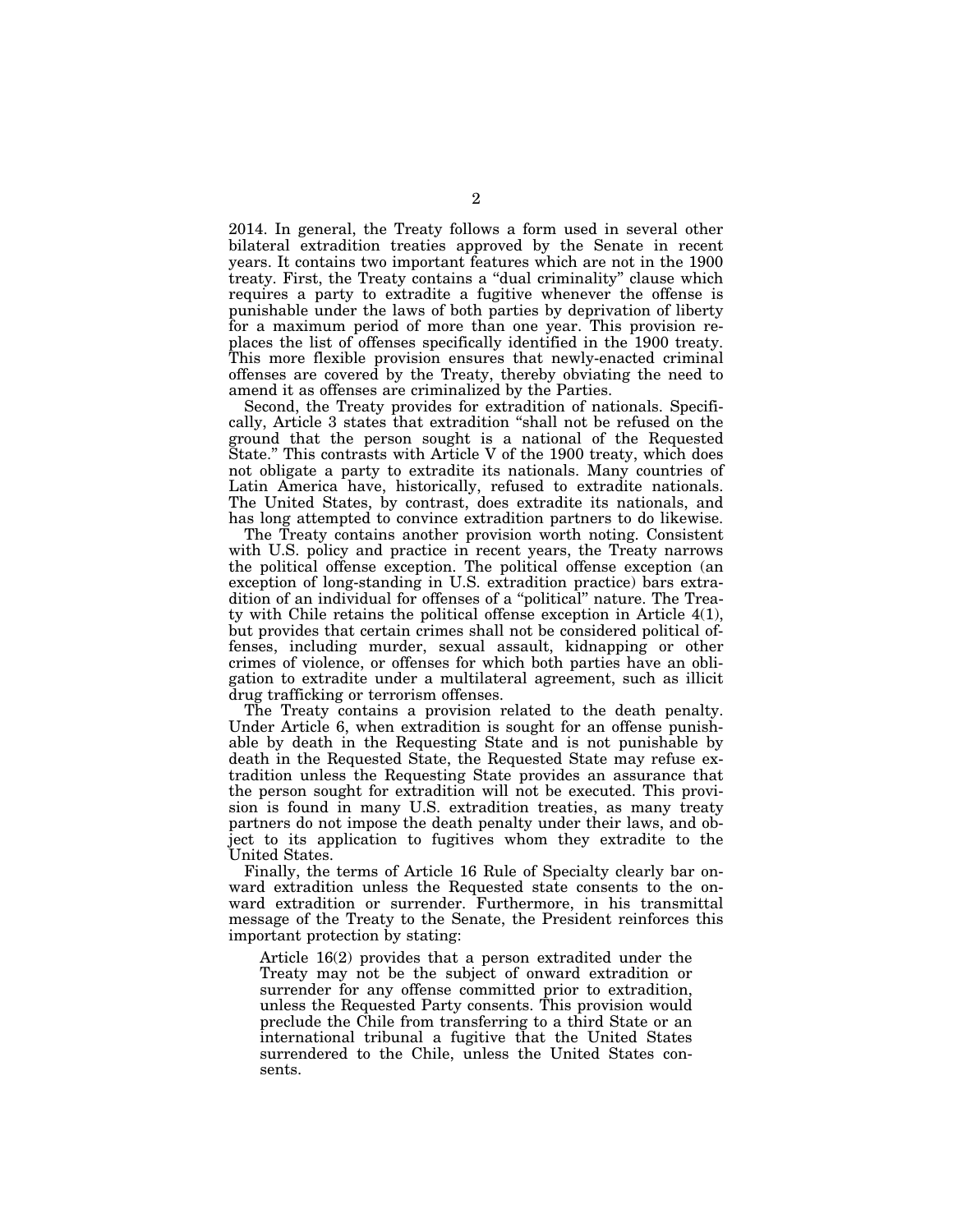2014. In general, the Treaty follows a form used in several other bilateral extradition treaties approved by the Senate in recent years. It contains two important features which are not in the 1900 treaty. First, the Treaty contains a "dual criminality" clause which requires a party to extradite a fugitive whenever the offense is punishable under the laws of both parties by deprivation of liberty for a maximum period of more than one year. This provision replaces the list of offenses specifically identified in the 1900 treaty. This more flexible provision ensures that newly-enacted criminal offenses are covered by the Treaty, thereby obviating the need to amend it as offenses are criminalized by the Parties.

Second, the Treaty provides for extradition of nationals. Specifically, Article 3 states that extradition "shall not be refused on the ground that the person sought is a national of the Requested State." This contrasts with Article V of the 1900 treaty, which does not obligate a party to extradite its nationals. Many countries of Latin America have, historically, refused to extradite nationals. The United States, by contrast, does extradite its nationals, and has long attempted to convince extradition partners to do likewise.

The Treaty contains another provision worth noting. Consistent with U.S. policy and practice in recent years, the Treaty narrows the political offense exception. The political offense exception (an exception of long-standing in U.S. extradition practice) bars extradition of an individual for offenses of a "political" nature. The Treaty with Chile retains the political offense exception in Article 4(1), but provides that certain crimes shall not be considered political offenses, including murder, sexual assault, kidnapping or other crimes of violence, or offenses for which both parties have an obligation to extradite under a multilateral agreement, such as illicit drug trafficking or terrorism offenses.

The Treaty contains a provision related to the death penalty. Under Article 6, when extradition is sought for an offense punishable by death in the Requesting State and is not punishable by death in the Requested State, the Requested State may refuse extradition unless the Requesting State provides an assurance that the person sought for extradition will not be executed. This provision is found in many U.S. extradition treaties, as many treaty partners do not impose the death penalty under their laws, and object to its application to fugitives whom they extradite to the United States.

Finally, the terms of Article 16 Rule of Specialty clearly bar onward extradition unless the Requested state consents to the onward extradition or surrender. Furthermore, in his transmittal message of the Treaty to the Senate, the President reinforces this important protection by stating:

> Article 16(2) provides that a person extradited under the Treaty may not be the subject of onward extradition or surrender for any offense committed prior to extradition, unless the Requested Party consents. This provision would preclude the Chile from transferring to a third State or an international tribunal a fugitive that the United States surrendered to the Chile, unless the United States consents.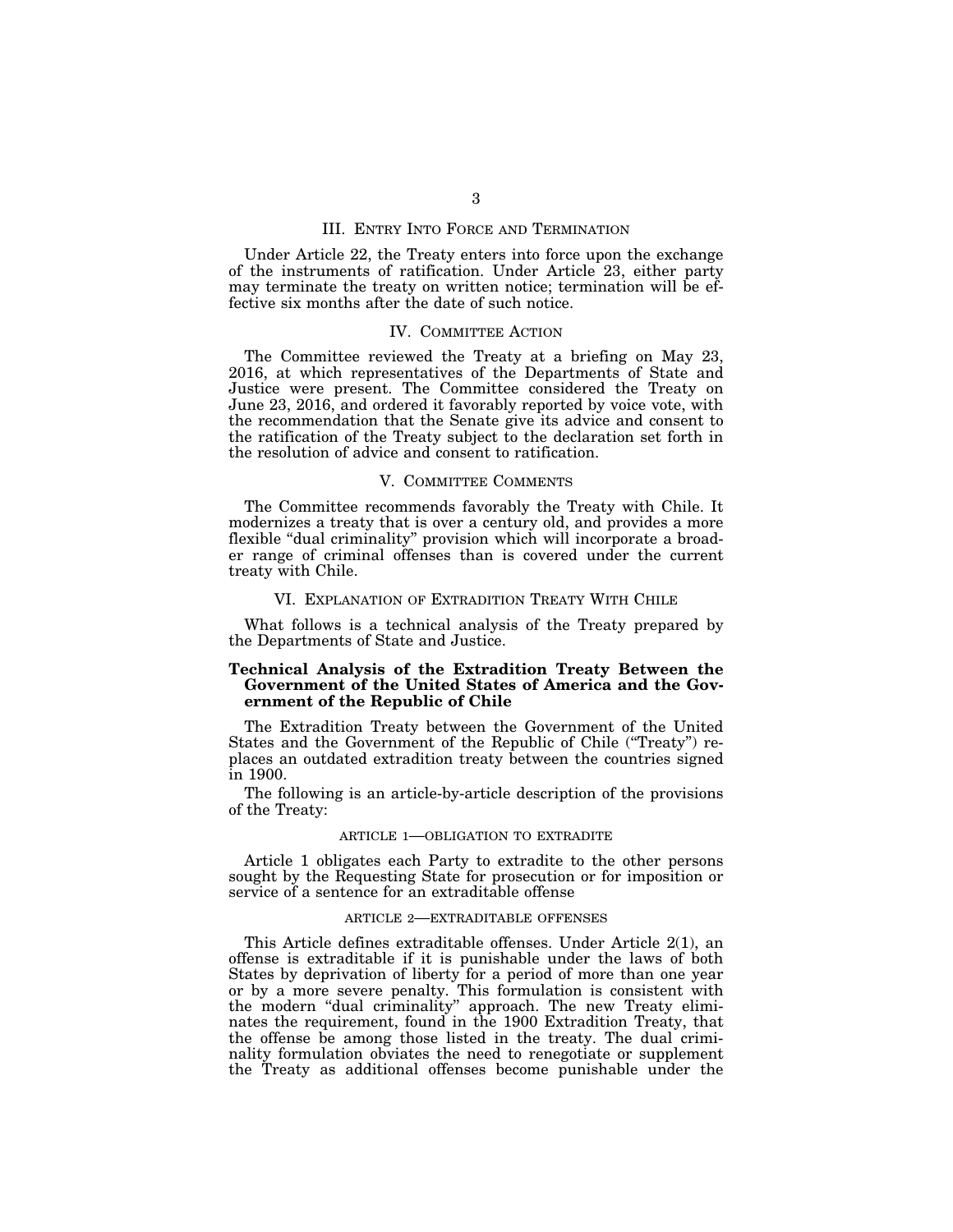## III. Entry Into Force and Termination

Under Article 22, the Treaty enters into force upon the exchange of the instruments of ratification. Under Article 23, either party may terminate the treaty on written notice; termination will be effective six months after the date of such notice.

## IV. Committee Action

The Committee reviewed the Treaty at a briefing on May 23, 2016, at which representatives of the Departments of State and Justice were present. The Committee considered the Treaty on June 23, 2016, and ordered it favorably reported by voice vote, with the recommendation that the Senate give its advice and consent to the ratification of the Treaty subject to the declaration set forth in the resolution of advice and consent to ratification.

## V. Committee Comments

The Committee recommends favorably the Treaty with Chile. It modernizes a treaty that is over a century old, and provides a more flexible "dual criminality" provision which will incorporate a broader range of criminal offenses than is covered under the current treaty with Chile.

## VI. Explanation of Extradition Treaty With Chile

What follows is a technical analysis of the Treaty prepared by the Departments of State and Justice.

### Technical Analysis of the Extradition Treaty Between the Government of the United States of America and the Government of the Republic of Chile

The Extradition Treaty between the Government of the United States and the Government of the Republic of Chile ("Treaty") replaces an outdated extradition treaty between the countries signed in 1900.

The following is an article-by-article description of the provisions of the Treaty:

#### ARTICLE 1—OBLIGATION TO EXTRADITE

Article 1 obligates each Party to extradite to the other persons sought by the Requesting State for prosecution or for imposition or service of a sentence for an extraditable offense

#### ARTICLE 2—EXTRADITABLE OFFENSES

This Article defines extraditable offenses. Under Article 2(1), an offense is extraditable if it is punishable under the laws of both States by deprivation of liberty for a period of more than one year or by a more severe penalty. This formulation is consistent with the modern "dual criminality" approach. The new Treaty eliminates the requirement, found in the 1900 Extradition Treaty, that the offense be among those listed in the treaty. The dual criminality formulation obviates the need to renegotiate or supplement the Treaty as additional offenses become punishable under the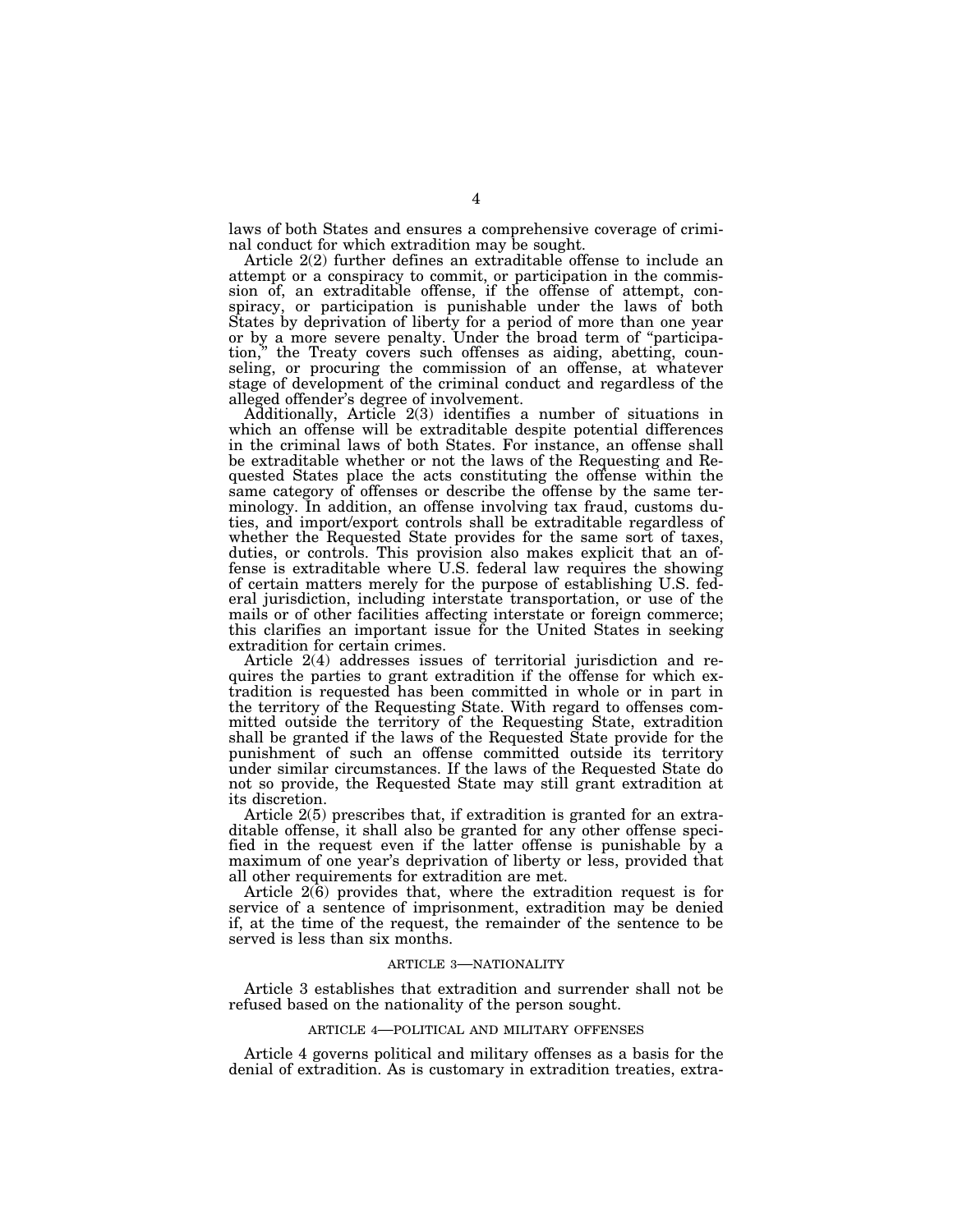laws of both States and ensures a comprehensive coverage of criminal conduct for which extradition may be sought.

Article 2(2) further defines an extraditable offense to include an attempt or a conspiracy to commit, or participation in the commission of, an extraditable offense, if the offense of attempt, conspiracy, or participation is punishable under the laws of both States by deprivation of liberty for a period of more than one year or by a more severe penalty. Under the broad term of "participation," the Treaty covers such offenses as aiding, abetting, counseling, or procuring the commission of an offense, at whatever stage of development of the criminal conduct and regardless of the alleged offender's degree of involvement.

Additionally, Article 2(3) identifies a number of situations in which an offense will be extraditable despite potential differences in the criminal laws of both States. For instance, an offense shall be extraditable whether or not the laws of the Requesting and Requested States place the acts constituting the offense within the same category of offenses or describe the offense by the same terminology. In addition, an offense involving tax fraud, customs duties, and import/export controls shall be extraditable regardless of whether the Requested State provides for the same sort of taxes, duties, or controls. This provision also makes explicit that an offense is extraditable where U.S. federal law requires the showing of certain matters merely for the purpose of establishing U.S. federal jurisdiction, including interstate transportation, or use of the mails or of other facilities affecting interstate or foreign commerce; this clarifies an important issue for the United States in seeking extradition for certain crimes.

Article 2(4) addresses issues of territorial jurisdiction and requires the parties to grant extradition if the offense for which extradition is requested has been committed in whole or in part in the territory of the Requesting State. With regard to offenses committed outside the territory of the Requesting State, extradition shall be granted if the laws of the Requested State provide for the punishment of such an offense committed outside its territory under similar circumstances. If the laws of the Requested State do not so provide, the Requested State may still grant extradition at its discretion.

Article 2(5) prescribes that, if extradition is granted for an extraditable offense, it shall also be granted for any other offense specified in the request even if the latter offense is punishable by a maximum of one year's deprivation of liberty or less, provided that all other requirements for extradition are met.

Article 2(6) provides that, where the extradition request is for service of a sentence of imprisonment, extradition may be denied if, at the time of the request, the remainder of the sentence to be served is less than six months.

### ARTICLE 3—NATIONALITY

Article 3 establishes that extradition and surrender shall not be refused based on the nationality of the person sought.

### ARTICLE 4—POLITICAL AND MILITARY OFFENSES

Article 4 governs political and military offenses as a basis for the denial of extradition. As is customary in extradition treaties, extra-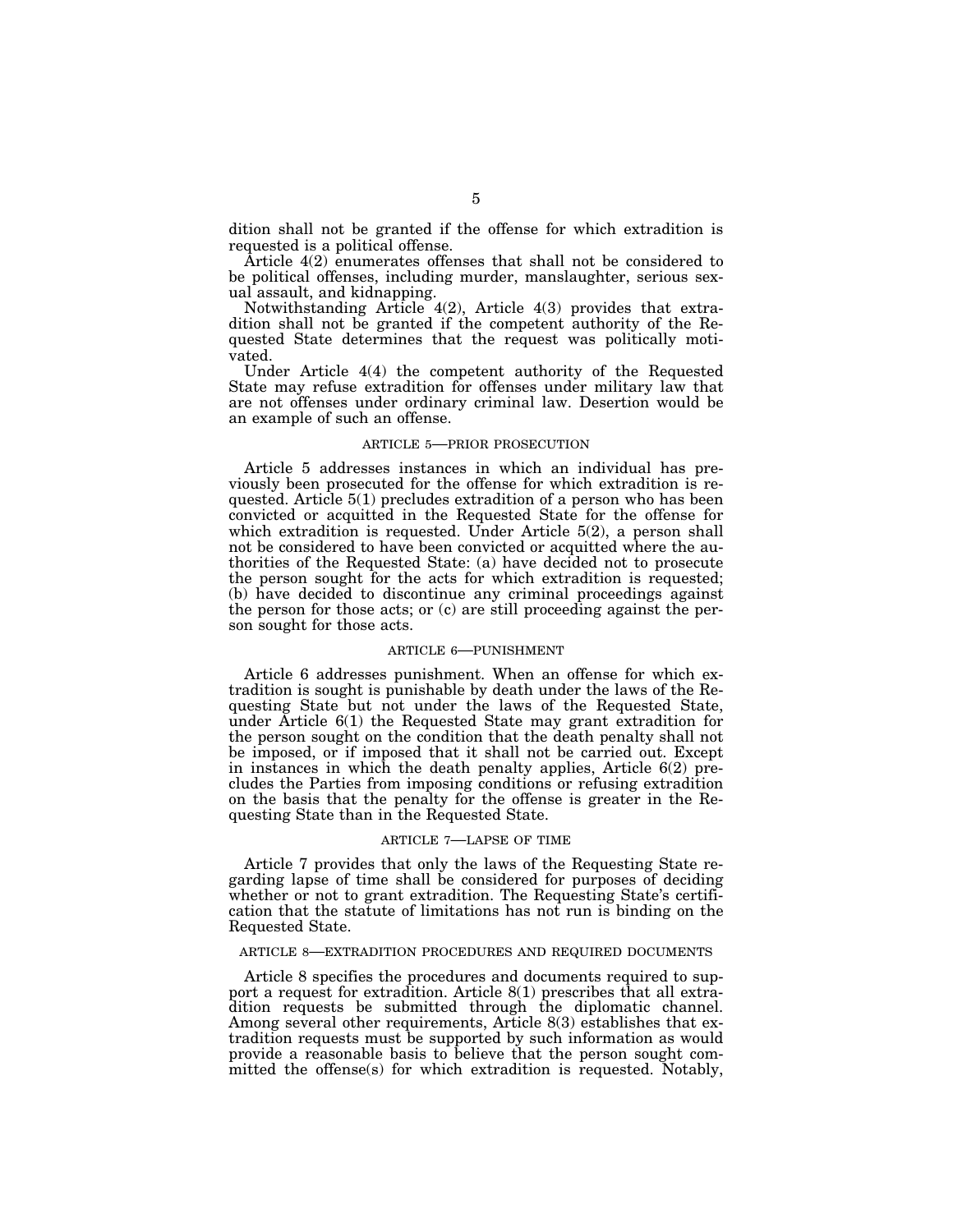dition shall not be granted if the offense for which extradition is requested is a political offense.

Article 4(2) enumerates offenses that shall not be considered to be political offenses, including murder, manslaughter, serious sexual assault, and kidnapping.

Notwithstanding Article 4(2), Article 4(3) provides that extradition shall not be granted if the competent authority of the Requested State determines that the request was politically motivated.

Under Article 4(4) the competent authority of the Requested State may refuse extradition for offenses under military law that are not offenses under ordinary criminal law. Desertion would be an example of such an offense.

### ARTICLE 5—PRIOR PROSECUTION

Article 5 addresses instances in which an individual has previously been prosecuted for the offense for which extradition is requested. Article 5(1) precludes extradition of a person who has been convicted or acquitted in the Requested State for the offense for which extradition is requested. Under Article 5(2), a person shall not be considered to have been convicted or acquitted where the authorities of the Requested State: (a) have decided not to prosecute the person sought for the acts for which extradition is requested; (b) have decided to discontinue any criminal proceedings against the person for those acts; or (c) are still proceeding against the person sought for those acts.

### ARTICLE 6—PUNISHMENT

Article 6 addresses punishment. When an offense for which extradition is sought is punishable by death under the laws of the Requesting State but not under the laws of the Requested State, under Article 6(1) the Requested State may grant extradition for the person sought on the condition that the death penalty shall not be imposed, or if imposed that it shall not be carried out. Except in instances in which the death penalty applies, Article 6(2) precludes the Parties from imposing conditions or refusing extradition on the basis that the penalty for the offense is greater in the Requesting State than in the Requested State.

### ARTICLE 7—LAPSE OF TIME

Article 7 provides that only the laws of the Requesting State regarding lapse of time shall be considered for purposes of deciding whether or not to grant extradition. The Requesting State's certification that the statute of limitations has not run is binding on the Requested State.

### ARTICLE 8—EXTRADITION PROCEDURES AND REQUIRED DOCUMENTS

Article 8 specifies the procedures and documents required to support a request for extradition. Article 8(1) prescribes that all extradition requests be submitted through the diplomatic channel. Among several other requirements, Article 8(3) establishes that extradition requests must be supported by such information as would provide a reasonable basis to believe that the person sought committed the offense(s) for which extradition is requested. Notably,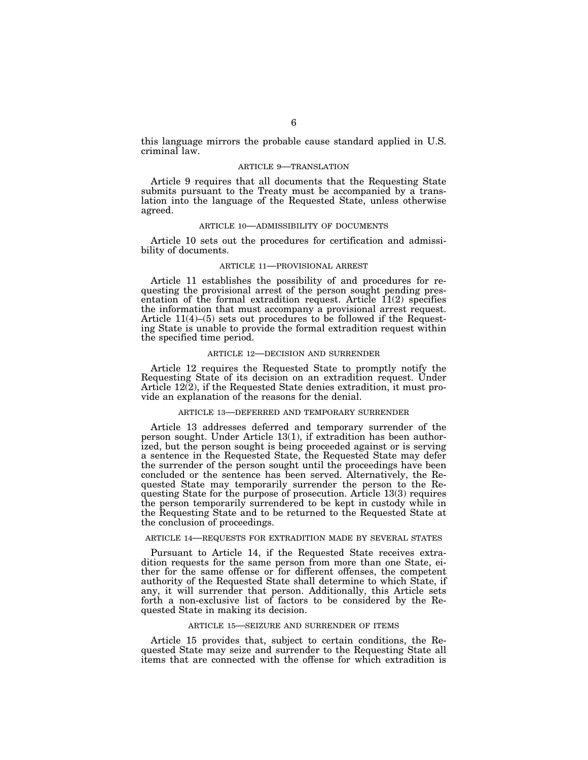this language mirrors the probable cause standard applied in U.S. criminal law.

### ARTICLE 9—TRANSLATION

Article 9 requires that all documents that the Requesting State submits pursuant to the Treaty must be accompanied by a translation into the language of the Requested State, unless otherwise agreed.

### ARTICLE 10—ADMISSIBILITY OF DOCUMENTS

Article 10 sets out the procedures for certification and admissibility of documents.

### ARTICLE 11—PROVISIONAL ARREST

Article 11 establishes the possibility of and procedures for requesting the provisional arrest of the person sought pending presentation of the formal extradition request. Article 11(2) specifies the information that must accompany a provisional arrest request. Article 11(4)–(5) sets out procedures to be followed if the Requesting State is unable to provide the formal extradition request within the specified time period.

### ARTICLE 12—DECISION AND SURRENDER

Article 12 requires the Requested State to promptly notify the Requesting State of its decision on an extradition request. Under Article 12(2), if the Requested State denies extradition, it must provide an explanation of the reasons for the denial.

### ARTICLE 13—DEFERRED AND TEMPORARY SURRENDER

Article 13 addresses deferred and temporary surrender of the person sought. Under Article 13(1), if extradition has been authorized, but the person sought is being proceeded against or is serving a sentence in the Requested State, the Requested State may defer the surrender of the person sought until the proceedings have been concluded or the sentence has been served. Alternatively, the Requested State may temporarily surrender the person to the Requesting State for the purpose of prosecution. Article 13(3) requires the person temporarily surrendered to be kept in custody while in the Requesting State and to be returned to the Requested State at the conclusion of proceedings.

### ARTICLE 14—REQUESTS FOR EXTRADITION MADE BY SEVERAL STATES

Pursuant to Article 14, if the Requested State receives extradition requests for the same person from more than one State, either for the same offense or for different offenses, the competent authority of the Requested State shall determine to which State, if any, it will surrender that person. Additionally, this Article sets forth a non-exclusive list of factors to be considered by the Requested State in making its decision.

### ARTICLE 15—SEIZURE AND SURRENDER OF ITEMS

Article 15 provides that, subject to certain conditions, the Requested State may seize and surrender to the Requesting State all items that are connected with the offense for which extradition is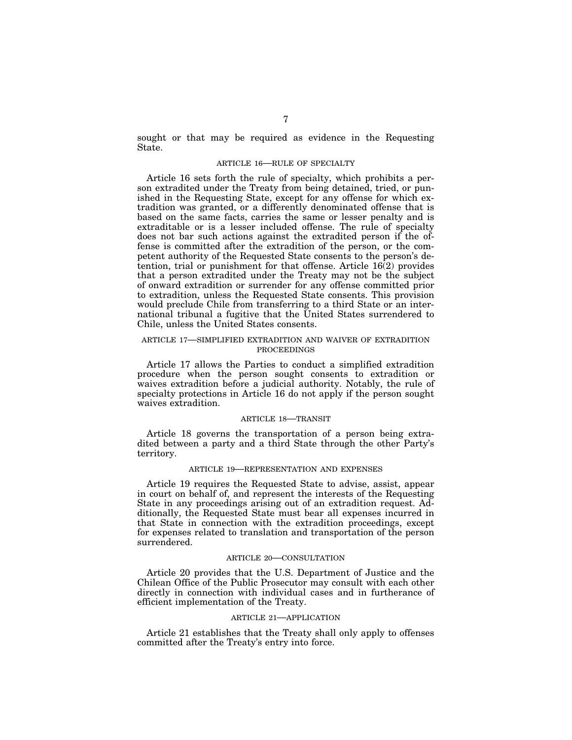sought or that may be required as evidence in the Requesting State.

### ARTICLE 16—RULE OF SPECIALTY

Article 16 sets forth the rule of specialty, which prohibits a person extradited under the Treaty from being detained, tried, or punished in the Requesting State, except for any offense for which extradition was granted, or a differently denominated offense that is based on the same facts, carries the same or lesser penalty and is extraditable or is a lesser included offense. The rule of specialty does not bar such actions against the extradited person if the offense is committed after the extradition of the person, or the competent authority of the Requested State consents to the person's detention, trial or punishment for that offense. Article 16(2) provides that a person extradited under the Treaty may not be the subject of onward extradition or surrender for any offense committed prior to extradition, unless the Requested State consents. This provision would preclude Chile from transferring to a third State or an international tribunal a fugitive that the United States surrendered to Chile, unless the United States consents.

### ARTICLE 17—SIMPLIFIED EXTRADITION AND WAIVER OF EXTRADITION PROCEEDINGS

Article 17 allows the Parties to conduct a simplified extradition procedure when the person sought consents to extradition or waives extradition before a judicial authority. Notably, the rule of specialty protections in Article 16 do not apply if the person sought waives extradition.

### ARTICLE 18—TRANSIT

Article 18 governs the transportation of a person being extradited between a party and a third State through the other Party's territory.

### ARTICLE 19—REPRESENTATION AND EXPENSES

Article 19 requires the Requested State to advise, assist, appear in court on behalf of, and represent the interests of the Requesting State in any proceedings arising out of an extradition request. Additionally, the Requested State must bear all expenses incurred in that State in connection with the extradition proceedings, except for expenses related to translation and transportation of the person surrendered.

### ARTICLE 20—CONSULTATION

Article 20 provides that the U.S. Department of Justice and the Chilean Office of the Public Prosecutor may consult with each other directly in connection with individual cases and in furtherance of efficient implementation of the Treaty.

### ARTICLE 21—APPLICATION

Article 21 establishes that the Treaty shall only apply to offenses committed after the Treaty's entry into force.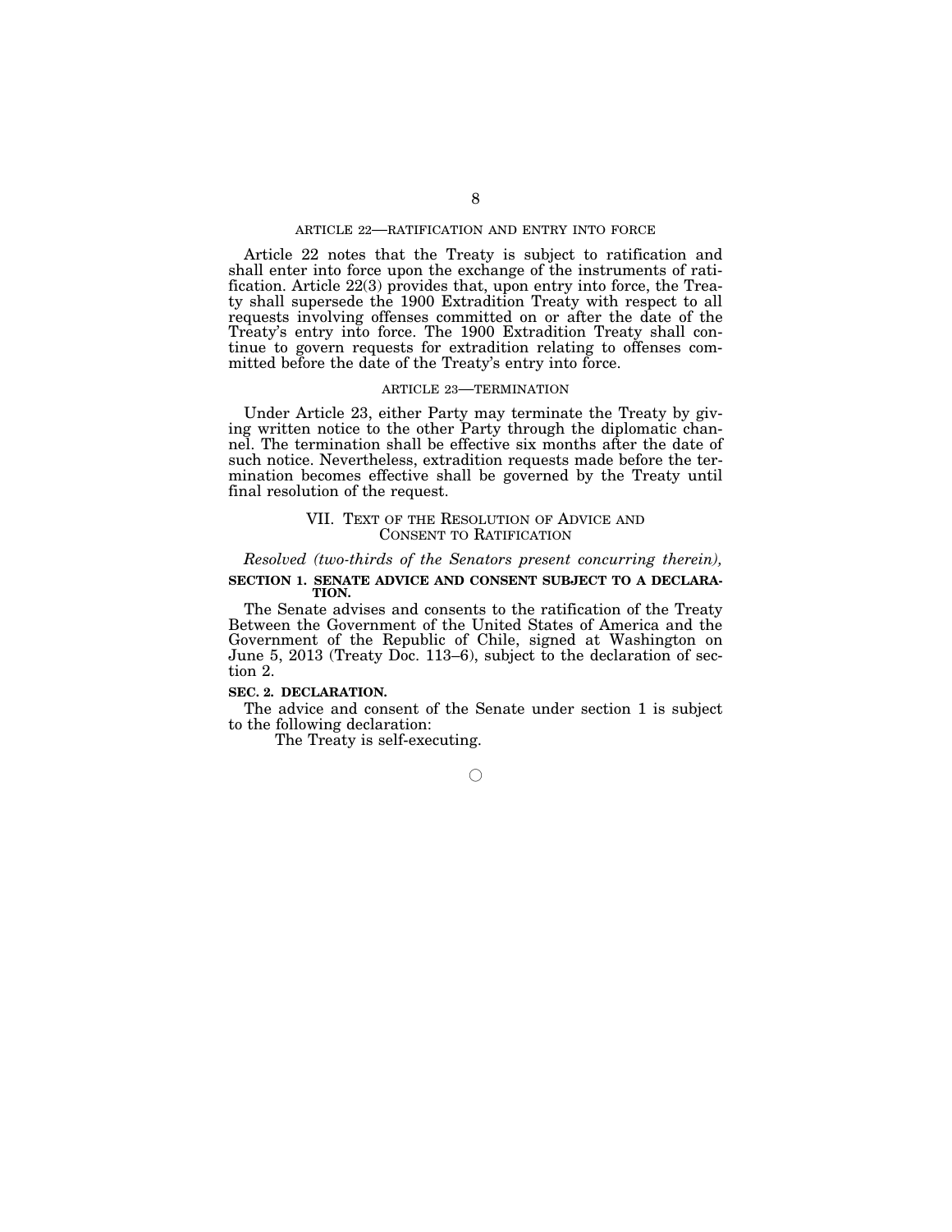### ARTICLE 22—RATIFICATION AND ENTRY INTO FORCE

Article 22 notes that the Treaty is subject to ratification and shall enter into force upon the exchange of the instruments of ratification. Article 22(3) provides that, upon entry into force, the Treaty shall supersede the 1900 Extradition Treaty with respect to all requests involving offenses committed on or after the date of the Treaty's entry into force. The 1900 Extradition Treaty shall continue to govern requests for extradition relating to offenses committed before the date of the Treaty's entry into force.

### ARTICLE 23—TERMINATION

Under Article 23, either Party may terminate the Treaty by giving written notice to the other Party through the diplomatic channel. The termination shall be effective six months after the date of such notice. Nevertheless, extradition requests made before the termination becomes effective shall be governed by the Treaty until final resolution of the request.

## VII. TEXT OF THE RESOLUTION OF ADVICE AND CONSENT TO RATIFICATION

*Resolved (two-thirds of the Senators present concurring therein),*

**SECTION 1. SENATE ADVICE AND CONSENT SUBJECT TO A DECLARATION.**

The Senate advises and consents to the ratification of the Treaty Between the Government of the United States of America and the Government of the Republic of Chile, signed at Washington on June 5, 2013 (Treaty Doc. 113–6), subject to the declaration of section 2.

**SEC. 2. DECLARATION.**

The advice and consent of the Senate under section 1 is subject to the following declaration:

The Treaty is self-executing.